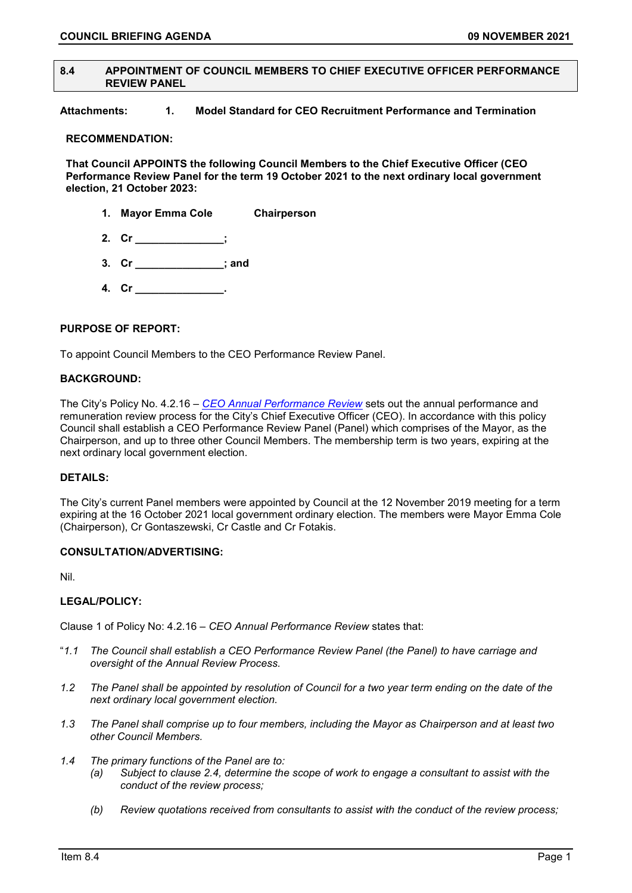## 8.4 APPOINTMENT OF COUNCIL MEMBERS TO CHIEF EXECUTIVE OFFICER PERFORMANCE REVIEW PANEL

**Attachments: 1. Model Standard for CEO Recruitment Performance and Termination**

**RECOMMENDATION:**

**That Council APPOINTS the following Council Members to the Chief Executive Officer (CEO Performance Review Panel for the term 19 October 2021 to the next ordinary local government election, 21 October 2023:**

1. **Mayor Emma Cole Chairperson**
2. **Cr _______________;**
3. **Cr _______________; and**
4. **Cr _______________.**

**PURPOSE OF REPORT:**

To appoint Council Members to the CEO Performance Review Panel.

**BACKGROUND:**

The City's Policy No. 4.2.16 – *CEO Annual Performance Review* sets out the annual performance and remuneration review process for the City's Chief Executive Officer (CEO). In accordance with this policy Council shall establish a CEO Performance Review Panel (Panel) which comprises of the Mayor, as the Chairperson, and up to three other Council Members. The membership term is two years, expiring at the next ordinary local government election.

**DETAILS:**

The City's current Panel members were appointed by Council at the 12 November 2019 meeting for a term expiring at the 16 October 2021 local government ordinary election. The members were Mayor Emma Cole (Chairperson), Cr Gontaszewski, Cr Castle and Cr Fotakis.

**CONSULTATION/ADVERTISING:**

Nil.

**LEGAL/POLICY:**

Clause 1 of Policy No: 4.2.16 – *CEO Annual Performance Review* states that:

"*1.1 The Council shall establish a CEO Performance Review Panel (the Panel) to have carriage and oversight of the Annual Review Process.*

*1.2 The Panel shall be appointed by resolution of Council for a two year term ending on the date of the next ordinary local government election.*

*1.3 The Panel shall comprise up to four members, including the Mayor as Chairperson and at least two other Council Members.*

*1.4 The primary functions of the Panel are to:*

*(a) Subject to clause 2.4, determine the scope of work to engage a consultant to assist with the conduct of the review process;*

*(b) Review quotations received from consultants to assist with the conduct of the review process;*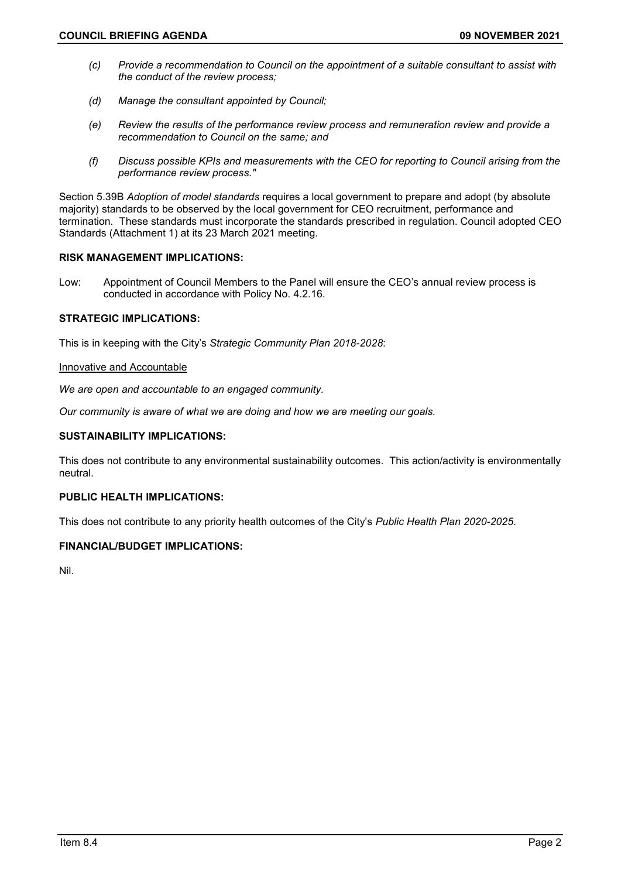*(c) Provide a recommendation to Council on the appointment of a suitable consultant to assist with the conduct of the review process;*

*(d) Manage the consultant appointed by Council;*

*(e) Review the results of the performance review process and remuneration review and provide a recommendation to Council on the same; and*

*(f) Discuss possible KPIs and measurements with the CEO for reporting to Council arising from the performance review process."*

Section 5.39B *Adoption of model standards* requires a local government to prepare and adopt (by absolute majority) standards to be observed by the local government for CEO recruitment, performance and termination. These standards must incorporate the standards prescribed in regulation. Council adopted CEO Standards (Attachment 1) at its 23 March 2021 meeting.

**RISK MANAGEMENT IMPLICATIONS:**

Low: Appointment of Council Members to the Panel will ensure the CEO's annual review process is conducted in accordance with Policy No. 4.2.16.

**STRATEGIC IMPLICATIONS:**

This is in keeping with the City's *Strategic Community Plan 2018-2028*:

Innovative and Accountable

*We are open and accountable to an engaged community.*

*Our community is aware of what we are doing and how we are meeting our goals.*

**SUSTAINABILITY IMPLICATIONS:**

This does not contribute to any environmental sustainability outcomes. This action/activity is environmentally neutral.

**PUBLIC HEALTH IMPLICATIONS:**

This does not contribute to any priority health outcomes of the City's *Public Health Plan 2020-2025*.

**FINANCIAL/BUDGET IMPLICATIONS:**

Nil.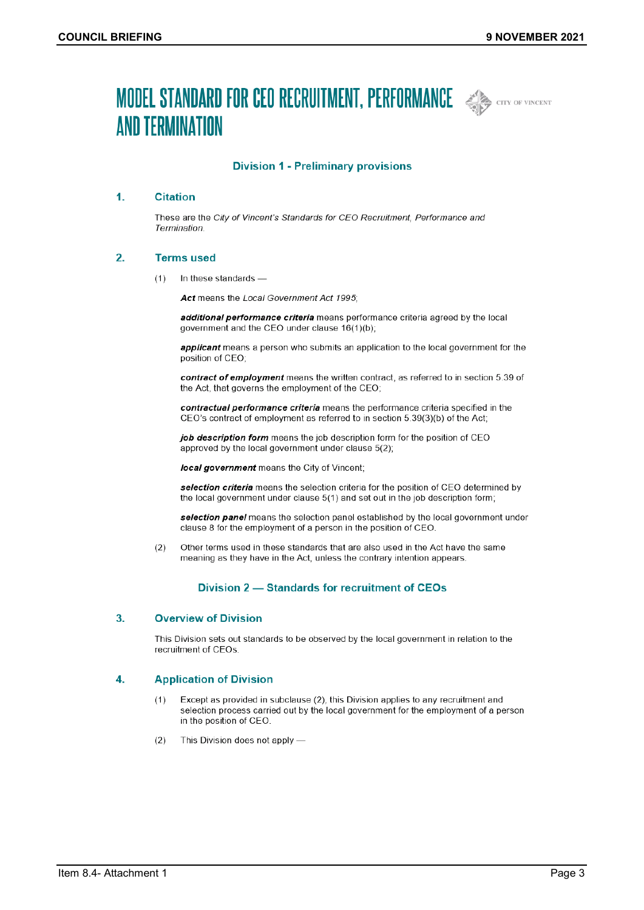# MODEL STANDARD FOR CEO RECRUITMENT, PERFORMANCE AND TERMINATION

## Division 1 - Preliminary provisions

### 1. Citation

These are the *City of Vincent's Standards for CEO Recruitment, Performance and Termination*.

### 2. Terms used

(1) In these standards —

***Act*** means the *Local Government Act 1995*;

***additional performance criteria*** means performance criteria agreed by the local government and the CEO under clause 16(1)(b);

***applicant*** means a person who submits an application to the local government for the position of CEO;

***contract of employment*** means the written contract, as referred to in section 5.39 of the Act, that governs the employment of the CEO;

***contractual performance criteria*** means the performance criteria specified in the CEO's contract of employment as referred to in section 5.39(3)(b) of the Act;

***job description form*** means the job description form for the position of CEO approved by the local government under clause 5(2);

***local government*** means the City of Vincent;

***selection criteria*** means the selection criteria for the position of CEO determined by the local government under clause 5(1) and set out in the job description form;

***selection panel*** means the selection panel established by the local government under clause 8 for the employment of a person in the position of CEO.

(2) Other terms used in these standards that are also used in the Act have the same meaning as they have in the Act, unless the contrary intention appears.

## Division 2 — Standards for recruitment of CEOs

### 3. Overview of Division

This Division sets out standards to be observed by the local government in relation to the recruitment of CEOs.

### 4. Application of Division

(1) Except as provided in subclause (2), this Division applies to any recruitment and selection process carried out by the local government for the employment of a person in the position of CEO.

(2) This Division does not apply —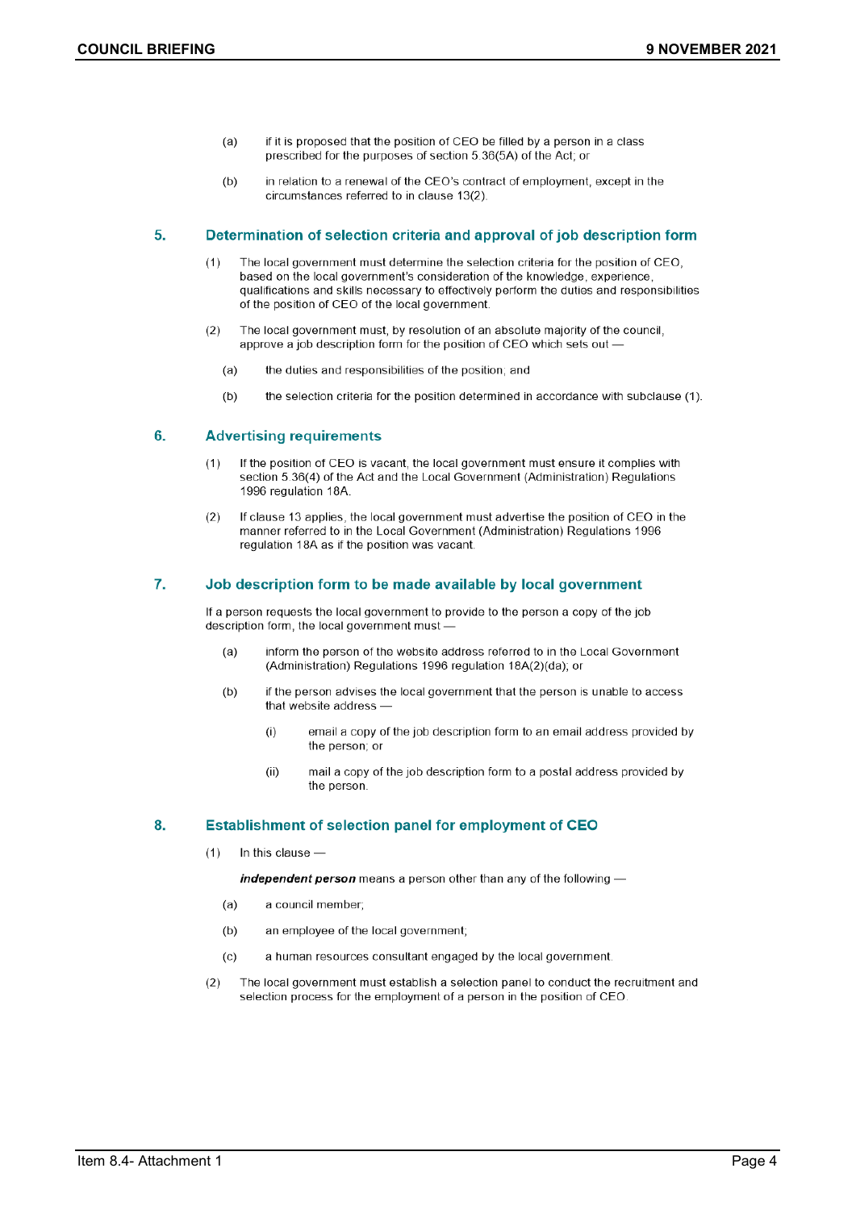(a) if it is proposed that the position of CEO be filled by a person in a class prescribed for the purposes of section 5.36(5A) of the Act; or

(b) in relation to a renewal of the CEO's contract of employment, except in the circumstances referred to in clause 13(2).

## 5. Determination of selection criteria and approval of job description form

(1) The local government must determine the selection criteria for the position of CEO, based on the local government's consideration of the knowledge, experience, qualifications and skills necessary to effectively perform the duties and responsibilities of the position of CEO of the local government.

(2) The local government must, by resolution of an absolute majority of the council, approve a job description form for the position of CEO which sets out —

(a) the duties and responsibilities of the position; and

(b) the selection criteria for the position determined in accordance with subclause (1).

## 6. Advertising requirements

(1) If the position of CEO is vacant, the local government must ensure it complies with section 5.36(4) of the Act and the Local Government (Administration) Regulations 1996 regulation 18A.

(2) If clause 13 applies, the local government must advertise the position of CEO in the manner referred to in the Local Government (Administration) Regulations 1996 regulation 18A as if the position was vacant.

## 7. Job description form to be made available by local government

If a person requests the local government to provide to the person a copy of the job description form, the local government must —

(a) inform the person of the website address referred to in the Local Government (Administration) Regulations 1996 regulation 18A(2)(da); or

(b) if the person advises the local government that the person is unable to access that website address —

(i) email a copy of the job description form to an email address provided by the person; or

(ii) mail a copy of the job description form to a postal address provided by the person.

## 8. Establishment of selection panel for employment of CEO

(1) In this clause —

***independent person*** means a person other than any of the following —

(a) a council member;

(b) an employee of the local government;

(c) a human resources consultant engaged by the local government.

(2) The local government must establish a selection panel to conduct the recruitment and selection process for the employment of a person in the position of CEO.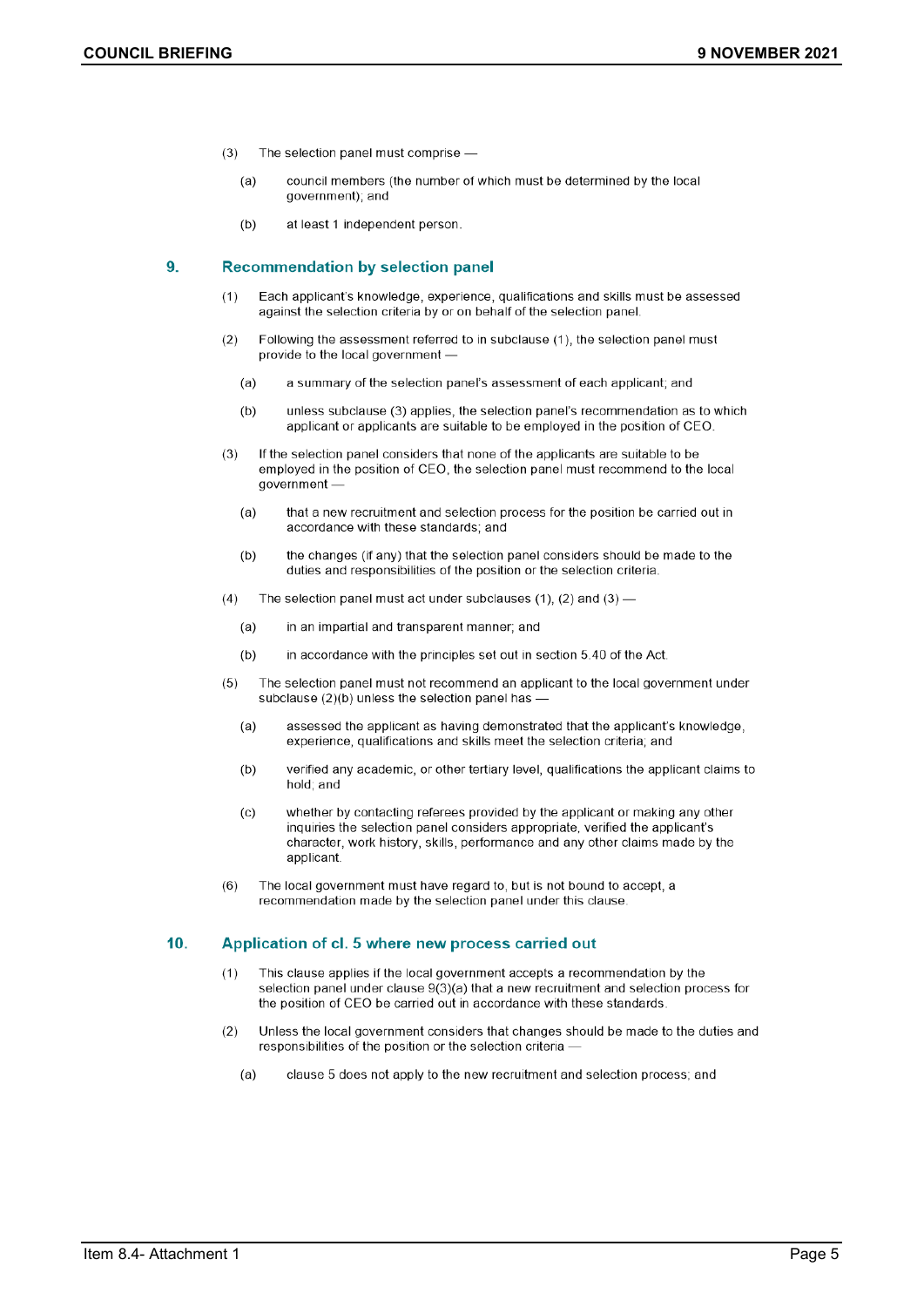(3) The selection panel must comprise —

(a) council members (the number of which must be determined by the local government); and

(b) at least 1 independent person.

## 9. Recommendation by selection panel

(1) Each applicant's knowledge, experience, qualifications and skills must be assessed against the selection criteria by or on behalf of the selection panel.

(2) Following the assessment referred to in subclause (1), the selection panel must provide to the local government —

(a) a summary of the selection panel's assessment of each applicant; and

(b) unless subclause (3) applies, the selection panel's recommendation as to which applicant or applicants are suitable to be employed in the position of CEO.

(3) If the selection panel considers that none of the applicants are suitable to be employed in the position of CEO, the selection panel must recommend to the local government —

(a) that a new recruitment and selection process for the position be carried out in accordance with these standards; and

(b) the changes (if any) that the selection panel considers should be made to the duties and responsibilities of the position or the selection criteria.

(4) The selection panel must act under subclauses (1), (2) and (3) —

(a) in an impartial and transparent manner; and

(b) in accordance with the principles set out in section 5.40 of the Act.

(5) The selection panel must not recommend an applicant to the local government under subclause (2)(b) unless the selection panel has —

(a) assessed the applicant as having demonstrated that the applicant's knowledge, experience, qualifications and skills meet the selection criteria; and

(b) verified any academic, or other tertiary level, qualifications the applicant claims to hold; and

(c) whether by contacting referees provided by the applicant or making any other inquiries the selection panel considers appropriate, verified the applicant's character, work history, skills, performance and any other claims made by the applicant.

(6) The local government must have regard to, but is not bound to accept, a recommendation made by the selection panel under this clause.

## 10. Application of cl. 5 where new process carried out

(1) This clause applies if the local government accepts a recommendation by the selection panel under clause 9(3)(a) that a new recruitment and selection process for the position of CEO be carried out in accordance with these standards.

(2) Unless the local government considers that changes should be made to the duties and responsibilities of the position or the selection criteria —

(a) clause 5 does not apply to the new recruitment and selection process; and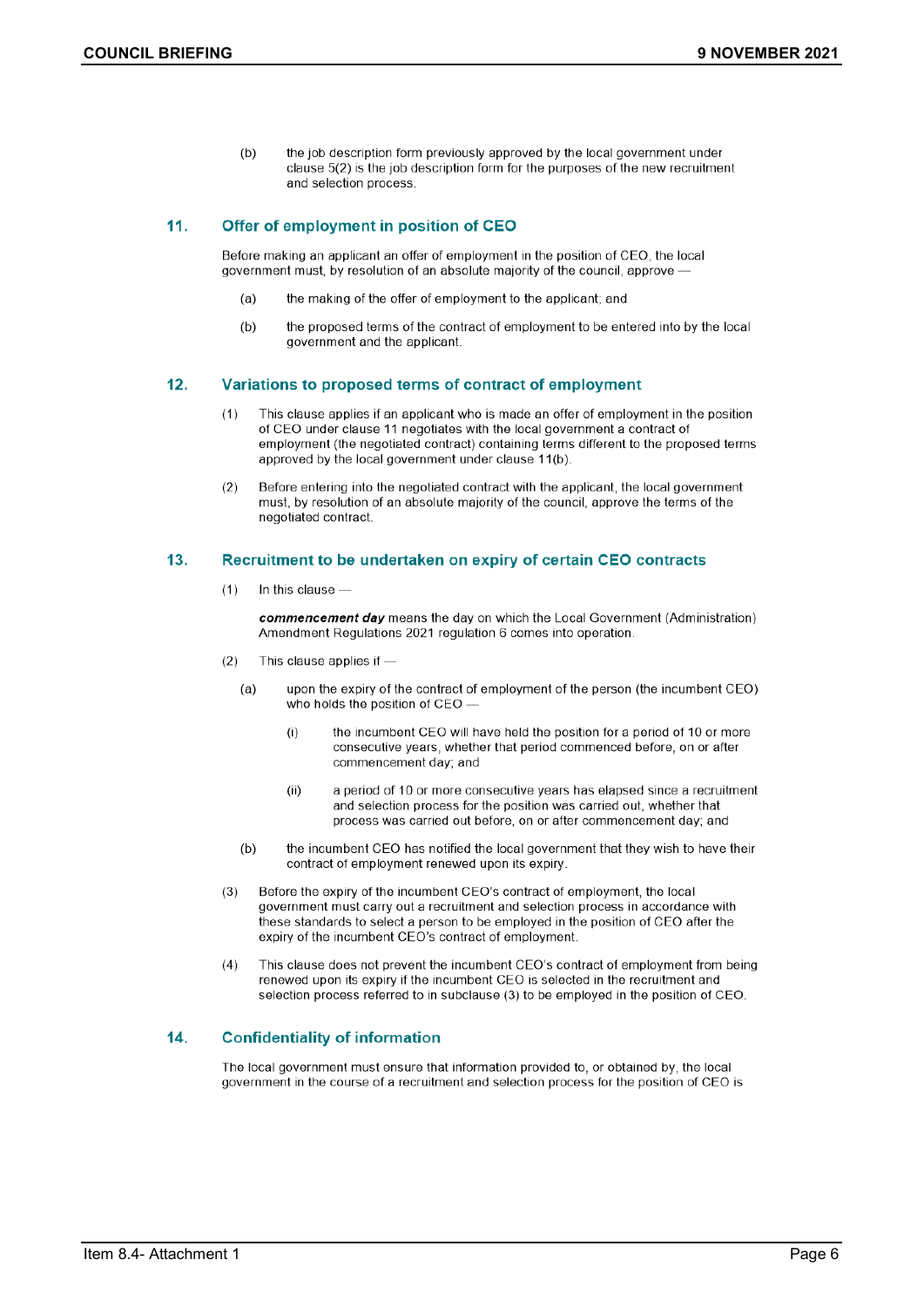(b) the job description form previously approved by the local government under clause 5(2) is the job description form for the purposes of the new recruitment and selection process.

## 11. Offer of employment in position of CEO

Before making an applicant an offer of employment in the position of CEO, the local government must, by resolution of an absolute majority of the council, approve —

(a) the making of the offer of employment to the applicant; and

(b) the proposed terms of the contract of employment to be entered into by the local government and the applicant.

## 12. Variations to proposed terms of contract of employment

(1) This clause applies if an applicant who is made an offer of employment in the position of CEO under clause 11 negotiates with the local government a contract of employment (the negotiated contract) containing terms different to the proposed terms approved by the local government under clause 11(b).

(2) Before entering into the negotiated contract with the applicant, the local government must, by resolution of an absolute majority of the council, approve the terms of the negotiated contract.

## 13. Recruitment to be undertaken on expiry of certain CEO contracts

(1) In this clause —

***commencement day*** means the day on which the Local Government (Administration) Amendment Regulations 2021 regulation 6 comes into operation.

(2) This clause applies if —

(a) upon the expiry of the contract of employment of the person (the incumbent CEO) who holds the position of CEO —

(i) the incumbent CEO will have held the position for a period of 10 or more consecutive years, whether that period commenced before, on or after commencement day; and

(ii) a period of 10 or more consecutive years has elapsed since a recruitment and selection process for the position was carried out, whether that process was carried out before, on or after commencement day; and

(b) the incumbent CEO has notified the local government that they wish to have their contract of employment renewed upon its expiry.

(3) Before the expiry of the incumbent CEO's contract of employment, the local government must carry out a recruitment and selection process in accordance with these standards to select a person to be employed in the position of CEO after the expiry of the incumbent CEO's contract of employment.

(4) This clause does not prevent the incumbent CEO's contract of employment from being renewed upon its expiry if the incumbent CEO is selected in the recruitment and selection process referred to in subclause (3) to be employed in the position of CEO.

## 14. Confidentiality of information

The local government must ensure that information provided to, or obtained by, the local government in the course of a recruitment and selection process for the position of CEO is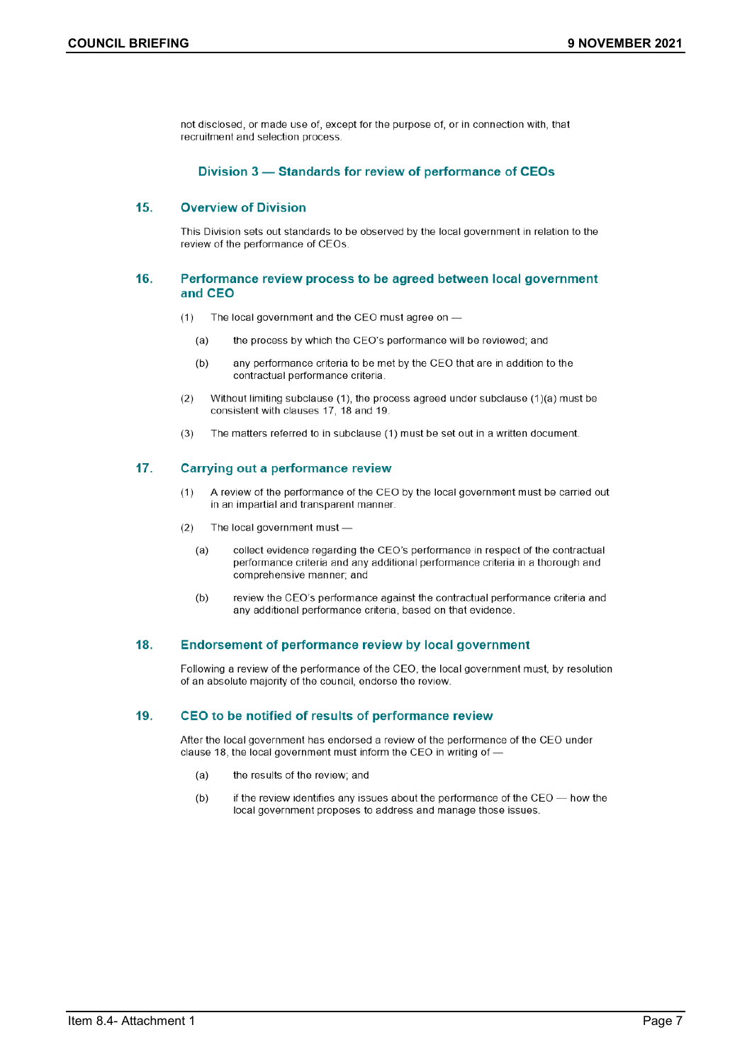not disclosed, or made use of, except for the purpose of, or in connection with, that recruitment and selection process.

## Division 3 — Standards for review of performance of CEOs

### 15. Overview of Division

This Division sets out standards to be observed by the local government in relation to the review of the performance of CEOs.

### 16. Performance review process to be agreed between local government and CEO

(1) The local government and the CEO must agree on —

(a) the process by which the CEO's performance will be reviewed; and

(b) any performance criteria to be met by the CEO that are in addition to the contractual performance criteria.

(2) Without limiting subclause (1), the process agreed under subclause (1)(a) must be consistent with clauses 17, 18 and 19.

(3) The matters referred to in subclause (1) must be set out in a written document.

### 17. Carrying out a performance review

(1) A review of the performance of the CEO by the local government must be carried out in an impartial and transparent manner.

(2) The local government must —

(a) collect evidence regarding the CEO's performance in respect of the contractual performance criteria and any additional performance criteria in a thorough and comprehensive manner; and

(b) review the CEO's performance against the contractual performance criteria and any additional performance criteria, based on that evidence.

### 18. Endorsement of performance review by local government

Following a review of the performance of the CEO, the local government must, by resolution of an absolute majority of the council, endorse the review.

### 19. CEO to be notified of results of performance review

After the local government has endorsed a review of the performance of the CEO under clause 18, the local government must inform the CEO in writing of —

(a) the results of the review; and

(b) if the review identifies any issues about the performance of the CEO — how the local government proposes to address and manage those issues.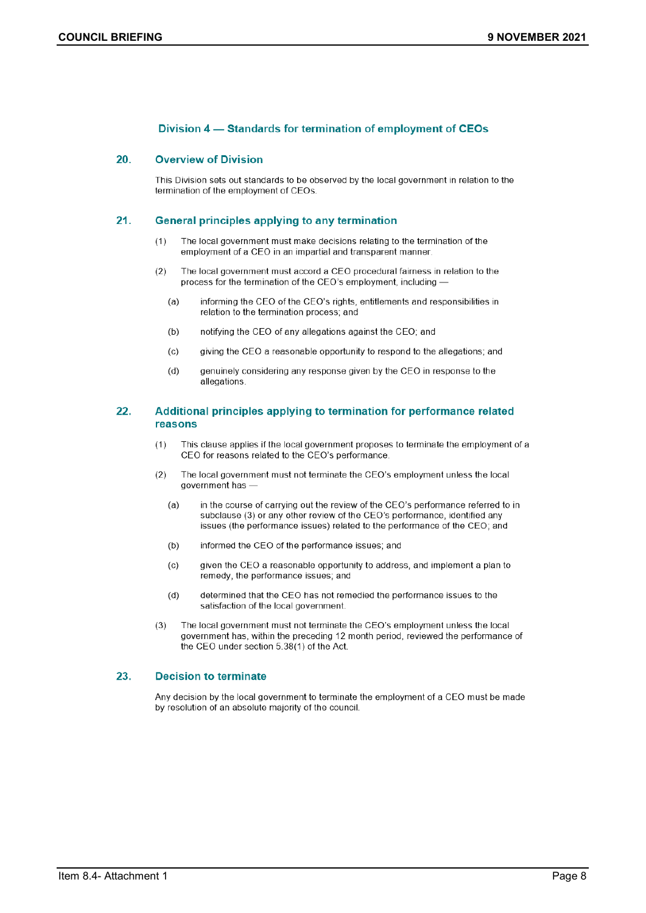## Division 4 — Standards for termination of employment of CEOs

### 20. Overview of Division

This Division sets out standards to be observed by the local government in relation to the termination of the employment of CEOs.

### 21. General principles applying to any termination

(1) The local government must make decisions relating to the termination of the employment of a CEO in an impartial and transparent manner.

(2) The local government must accord a CEO procedural fairness in relation to the process for the termination of the CEO's employment, including —

  (a) informing the CEO of the CEO's rights, entitlements and responsibilities in relation to the termination process; and

  (b) notifying the CEO of any allegations against the CEO; and

  (c) giving the CEO a reasonable opportunity to respond to the allegations; and

  (d) genuinely considering any response given by the CEO in response to the allegations.

### 22. Additional principles applying to termination for performance related reasons

(1) This clause applies if the local government proposes to terminate the employment of a CEO for reasons related to the CEO's performance.

(2) The local government must not terminate the CEO's employment unless the local government has —

  (a) in the course of carrying out the review of the CEO's performance referred to in subclause (3) or any other review of the CEO's performance, identified any issues (the performance issues) related to the performance of the CEO; and

  (b) informed the CEO of the performance issues; and

  (c) given the CEO a reasonable opportunity to address, and implement a plan to remedy, the performance issues; and

  (d) determined that the CEO has not remedied the performance issues to the satisfaction of the local government.

(3) The local government must not terminate the CEO's employment unless the local government has, within the preceding 12 month period, reviewed the performance of the CEO under section 5.38(1) of the Act.

### 23. Decision to terminate

Any decision by the local government to terminate the employment of a CEO must be made by resolution of an absolute majority of the council.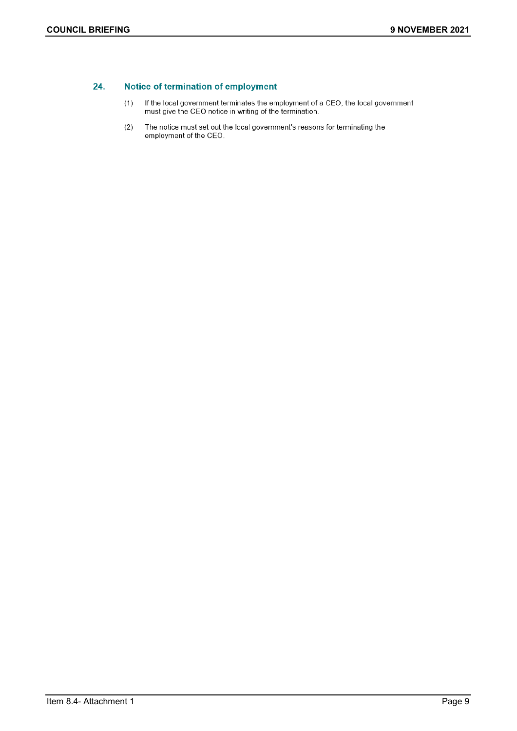## 24. Notice of termination of employment

(1) If the local government terminates the employment of a CEO, the local government must give the CEO notice in writing of the termination.

(2) The notice must set out the local government's reasons for terminating the employment of the CEO.